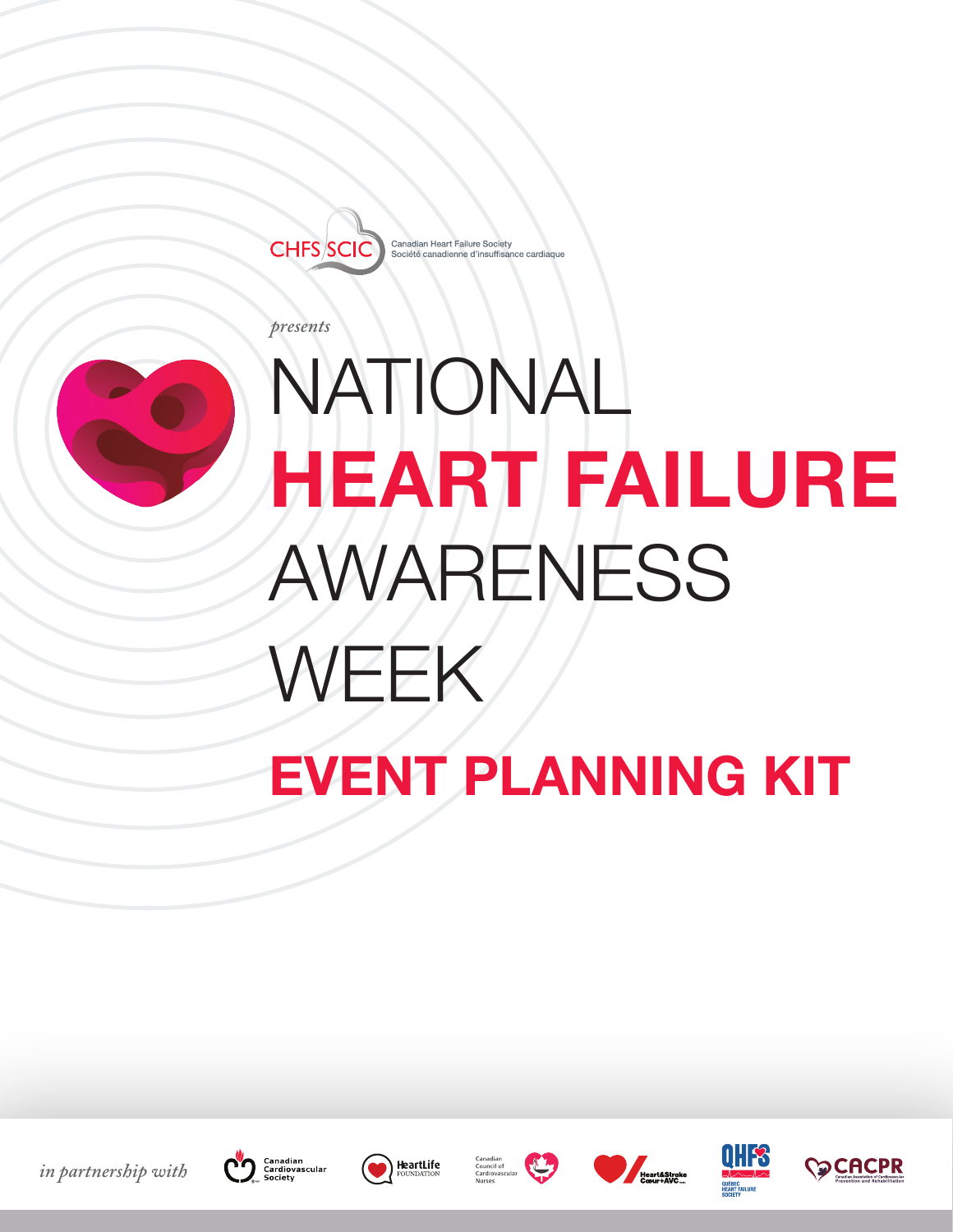CHFS SCIC Canadian Heart Failure Society
Société canadienne d'insuffisance cardiaque

*presents*

# NATIONAL **HEART FAILURE** AWARENESS WEEK

## EVENT PLANNING KIT

*in partnership with*

Canadian Cardiovascular Society

HeartLife FOUNDATION

Canadian Council of Cardiovascular Nurses

Heart&Stroke Cœur+AVC

QHFS QUÉBEC HEART FAILURE SOCIETY

CACPR Canadian Association of Cardiovascular Prevention and Rehabilitation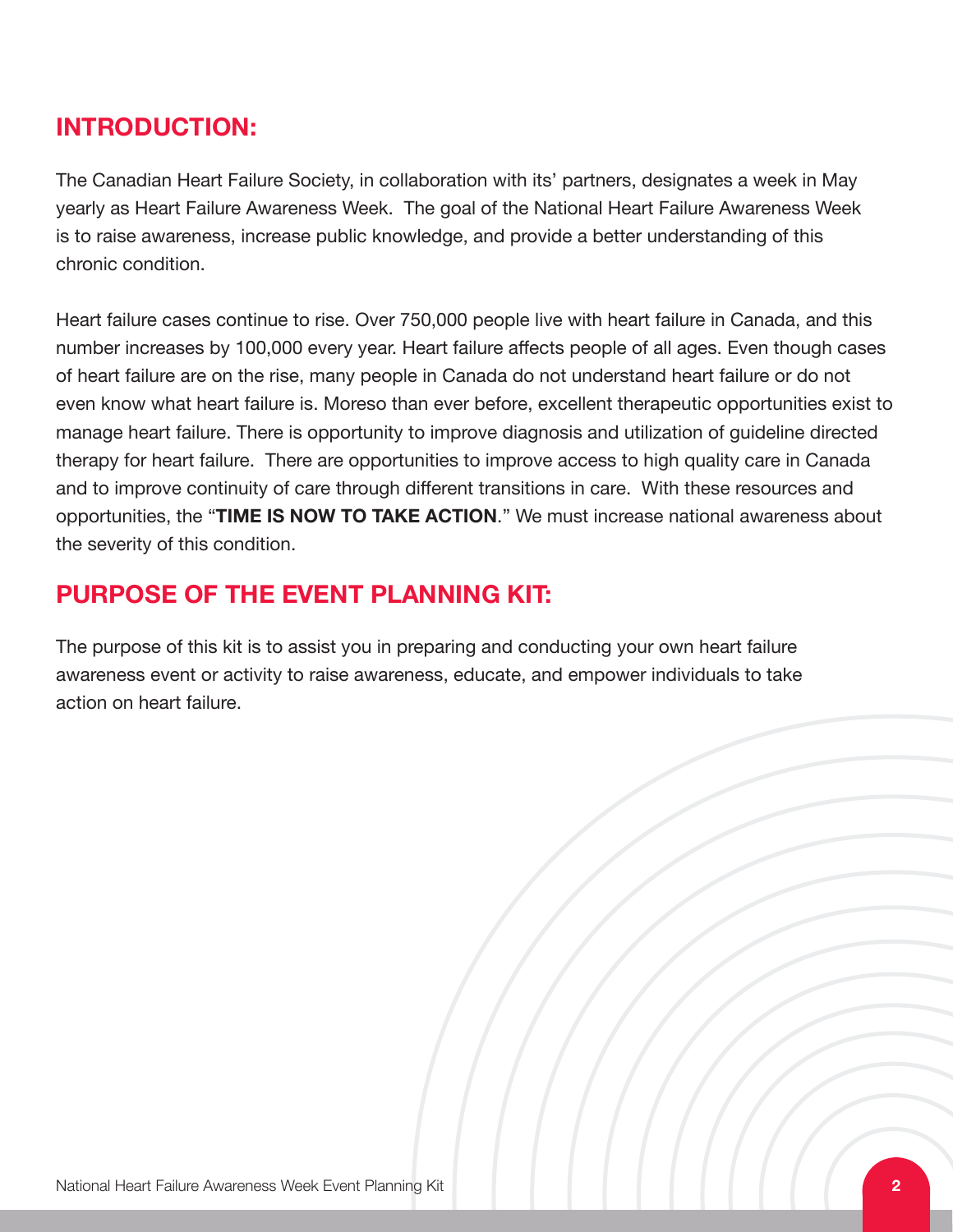## INTRODUCTION:

The Canadian Heart Failure Society, in collaboration with its' partners, designates a week in May yearly as Heart Failure Awareness Week. The goal of the National Heart Failure Awareness Week is to raise awareness, increase public knowledge, and provide a better understanding of this chronic condition.

Heart failure cases continue to rise. Over 750,000 people live with heart failure in Canada, and this number increases by 100,000 every year. Heart failure affects people of all ages. Even though cases of heart failure are on the rise, many people in Canada do not understand heart failure or do not even know what heart failure is. Moreso than ever before, excellent therapeutic opportunities exist to manage heart failure. There is opportunity to improve diagnosis and utilization of guideline directed therapy for heart failure. There are opportunities to improve access to high quality care in Canada and to improve continuity of care through different transitions in care. With these resources and opportunities, the "**TIME IS NOW TO TAKE ACTION**." We must increase national awareness about the severity of this condition.

## PURPOSE OF THE EVENT PLANNING KIT:

The purpose of this kit is to assist you in preparing and conducting your own heart failure awareness event or activity to raise awareness, educate, and empower individuals to take action on heart failure.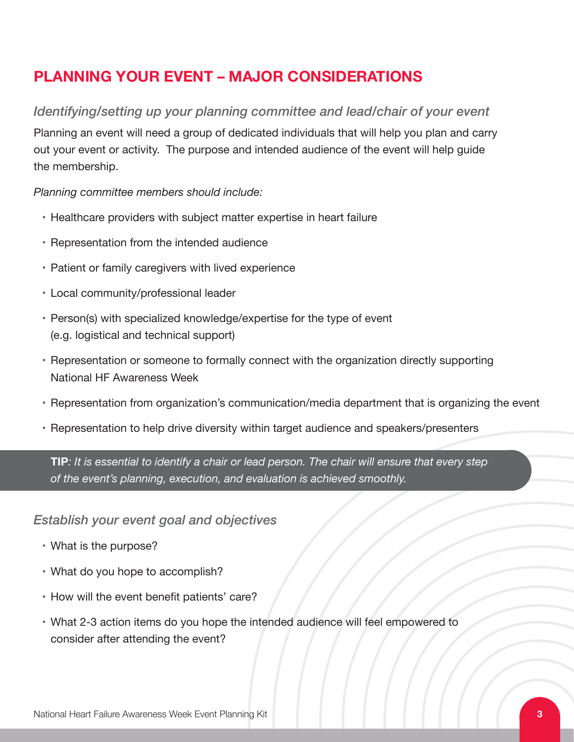## PLANNING YOUR EVENT – MAJOR CONSIDERATIONS

### *Identifying/setting up your planning committee and lead/chair of your event*

Planning an event will need a group of dedicated individuals that will help you plan and carry out your event or activity. The purpose and intended audience of the event will help guide the membership.

*Planning committee members should include:*

- Healthcare providers with subject matter expertise in heart failure
- Representation from the intended audience
- Patient or family caregivers with lived experience
- Local community/professional leader
- Person(s) with specialized knowledge/expertise for the type of event (e.g. logistical and technical support)
- Representation or someone to formally connect with the organization directly supporting National HF Awareness Week
- Representation from organization's communication/media department that is organizing the event
- Representation to help drive diversity within target audience and speakers/presenters

**TIP**: *It is essential to identify a chair or lead person. The chair will ensure that every step of the event's planning, execution, and evaluation is achieved smoothly.*

### *Establish your event goal and objectives*

- What is the purpose?
- What do you hope to accomplish?
- How will the event benefit patients' care?
- What 2-3 action items do you hope the intended audience will feel empowered to consider after attending the event?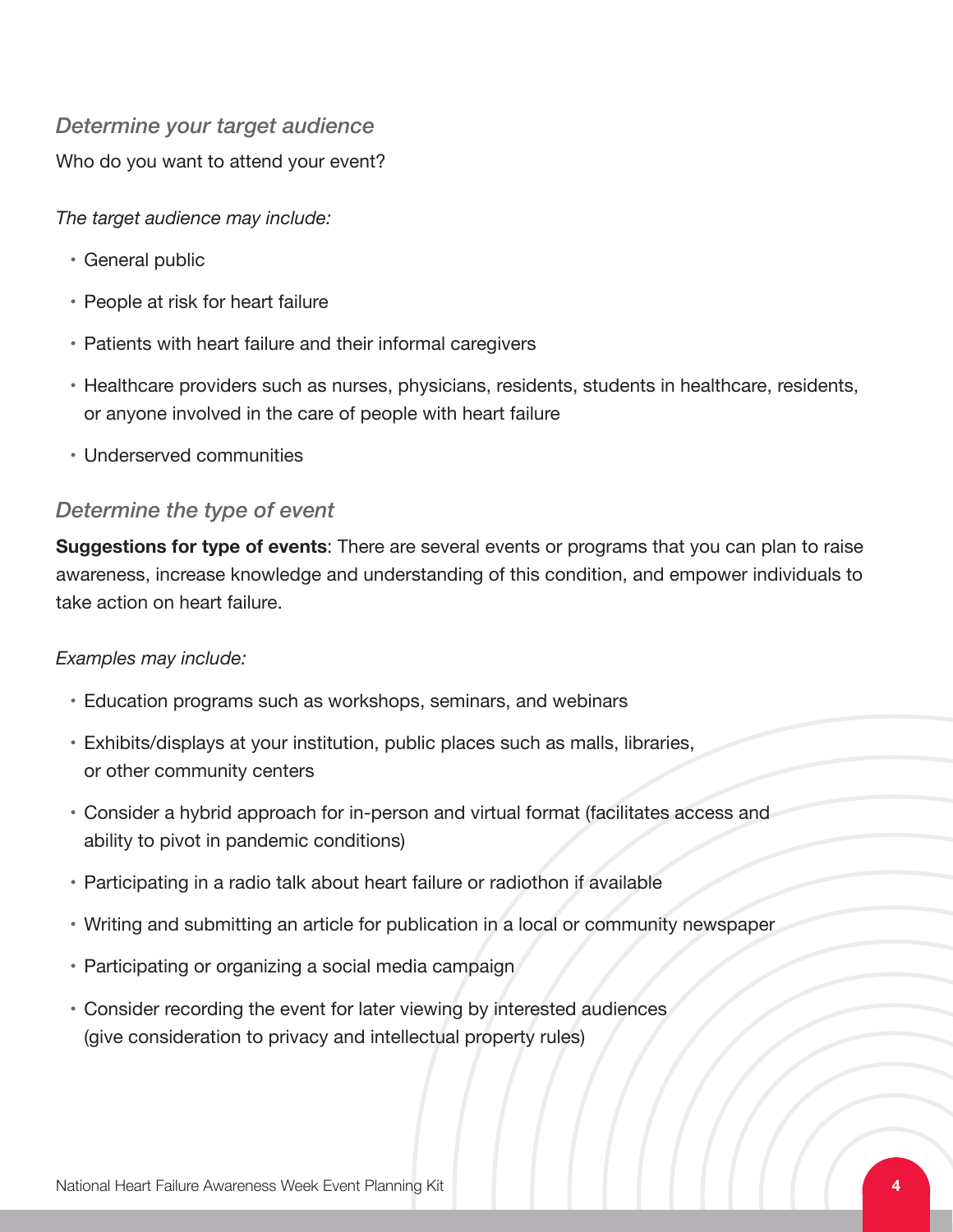### *Determine your target audience*

Who do you want to attend your event?

*The target audience may include:*

- General public
- People at risk for heart failure
- Patients with heart failure and their informal caregivers
- Healthcare providers such as nurses, physicians, residents, students in healthcare, residents, or anyone involved in the care of people with heart failure
- Underserved communities

### *Determine the type of event*

**Suggestions for type of events**: There are several events or programs that you can plan to raise awareness, increase knowledge and understanding of this condition, and empower individuals to take action on heart failure.

*Examples may include:*

- Education programs such as workshops, seminars, and webinars
- Exhibits/displays at your institution, public places such as malls, libraries, or other community centers
- Consider a hybrid approach for in-person and virtual format (facilitates access and ability to pivot in pandemic conditions)
- Participating in a radio talk about heart failure or radiothon if available
- Writing and submitting an article for publication in a local or community newspaper
- Participating or organizing a social media campaign
- Consider recording the event for later viewing by interested audiences (give consideration to privacy and intellectual property rules)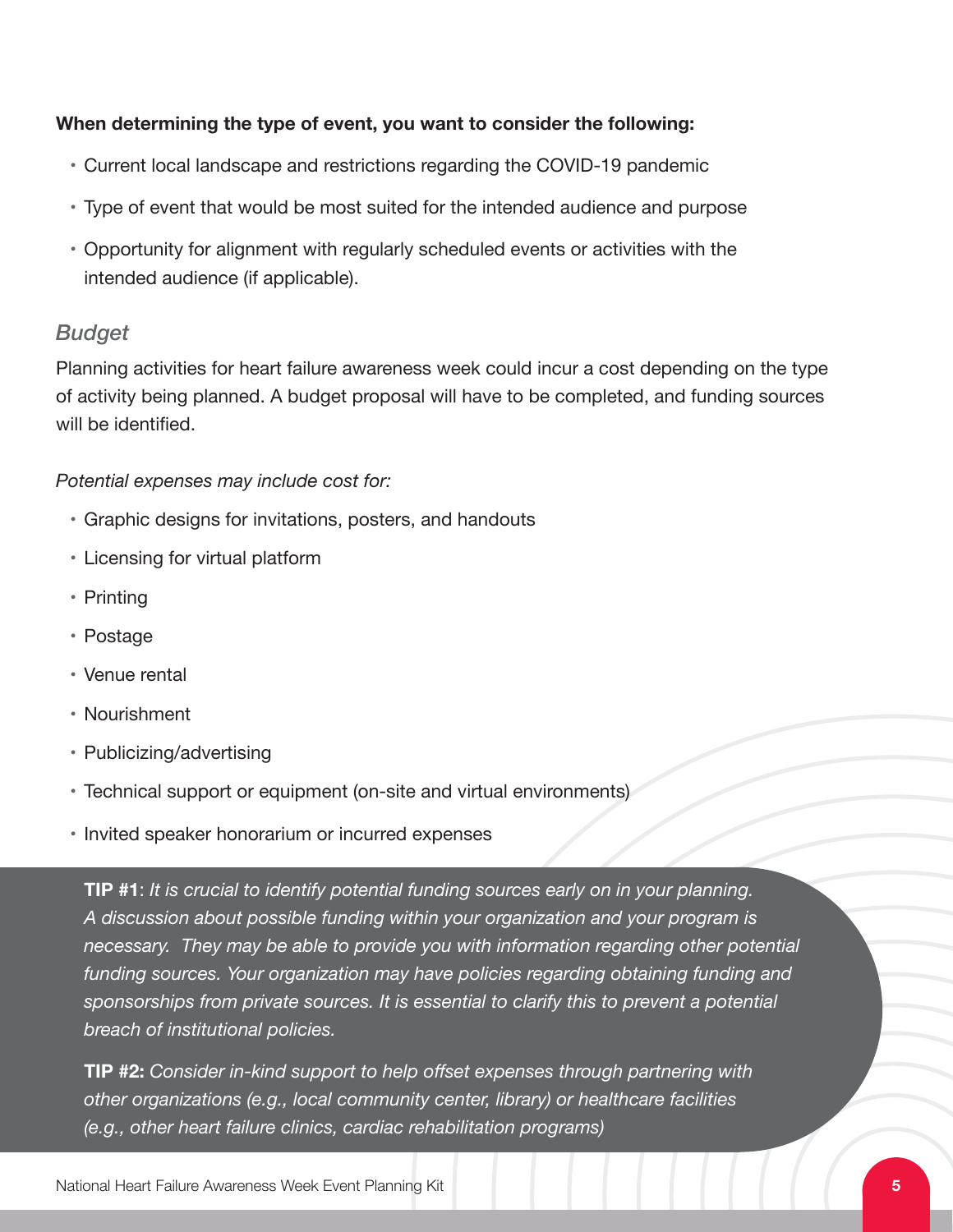**When determining the type of event, you want to consider the following:**

- Current local landscape and restrictions regarding the COVID-19 pandemic
- Type of event that would be most suited for the intended audience and purpose
- Opportunity for alignment with regularly scheduled events or activities with the intended audience (if applicable).

### *Budget*

Planning activities for heart failure awareness week could incur a cost depending on the type of activity being planned. A budget proposal will have to be completed, and funding sources will be identified.

*Potential expenses may include cost for:*

- Graphic designs for invitations, posters, and handouts
- Licensing for virtual platform
- Printing
- Postage
- Venue rental
- Nourishment
- Publicizing/advertising
- Technical support or equipment (on-site and virtual environments)
- Invited speaker honorarium or incurred expenses

**TIP #1**: *It is crucial to identify potential funding sources early on in your planning. A discussion about possible funding within your organization and your program is necessary. They may be able to provide you with information regarding other potential funding sources. Your organization may have policies regarding obtaining funding and sponsorships from private sources. It is essential to clarify this to prevent a potential breach of institutional policies.*

**TIP #2:** *Consider in-kind support to help offset expenses through partnering with other organizations (e.g., local community center, library) or healthcare facilities (e.g., other heart failure clinics, cardiac rehabilitation programs)*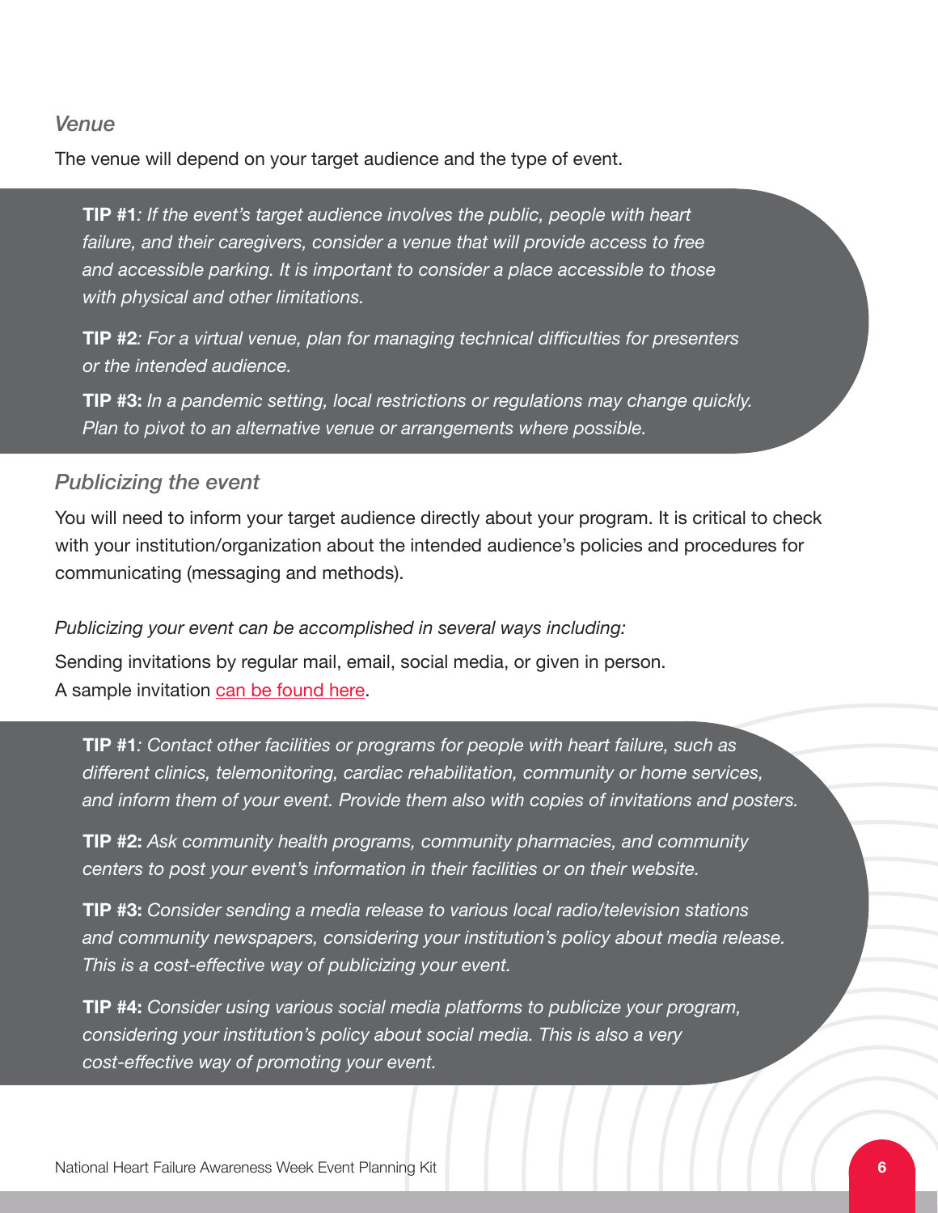### *Venue*

The venue will depend on your target audience and the type of event.

**TIP #1***: If the event's target audience involves the public, people with heart failure, and their caregivers, consider a venue that will provide access to free and accessible parking. It is important to consider a place accessible to those with physical and other limitations.*

**TIP #2***: For a virtual venue, plan for managing technical difficulties for presenters or the intended audience.*

**TIP #3:** *In a pandemic setting, local restrictions or regulations may change quickly. Plan to pivot to an alternative venue or arrangements where possible.*

### *Publicizing the event*

You will need to inform your target audience directly about your program. It is critical to check with your institution/organization about the intended audience's policies and procedures for communicating (messaging and methods).

*Publicizing your event can be accomplished in several ways including:*

Sending invitations by regular mail, email, social media, or given in person.
A sample invitation can be found here.

**TIP #1***: Contact other facilities or programs for people with heart failure, such as different clinics, telemonitoring, cardiac rehabilitation, community or home services, and inform them of your event. Provide them also with copies of invitations and posters.*

**TIP #2:** *Ask community health programs, community pharmacies, and community centers to post your event's information in their facilities or on their website.*

**TIP #3:** *Consider sending a media release to various local radio/television stations and community newspapers, considering your institution's policy about media release. This is a cost-effective way of publicizing your event.*

**TIP #4:** *Consider using various social media platforms to publicize your program, considering your institution's policy about social media. This is also a very cost-effective way of promoting your event.*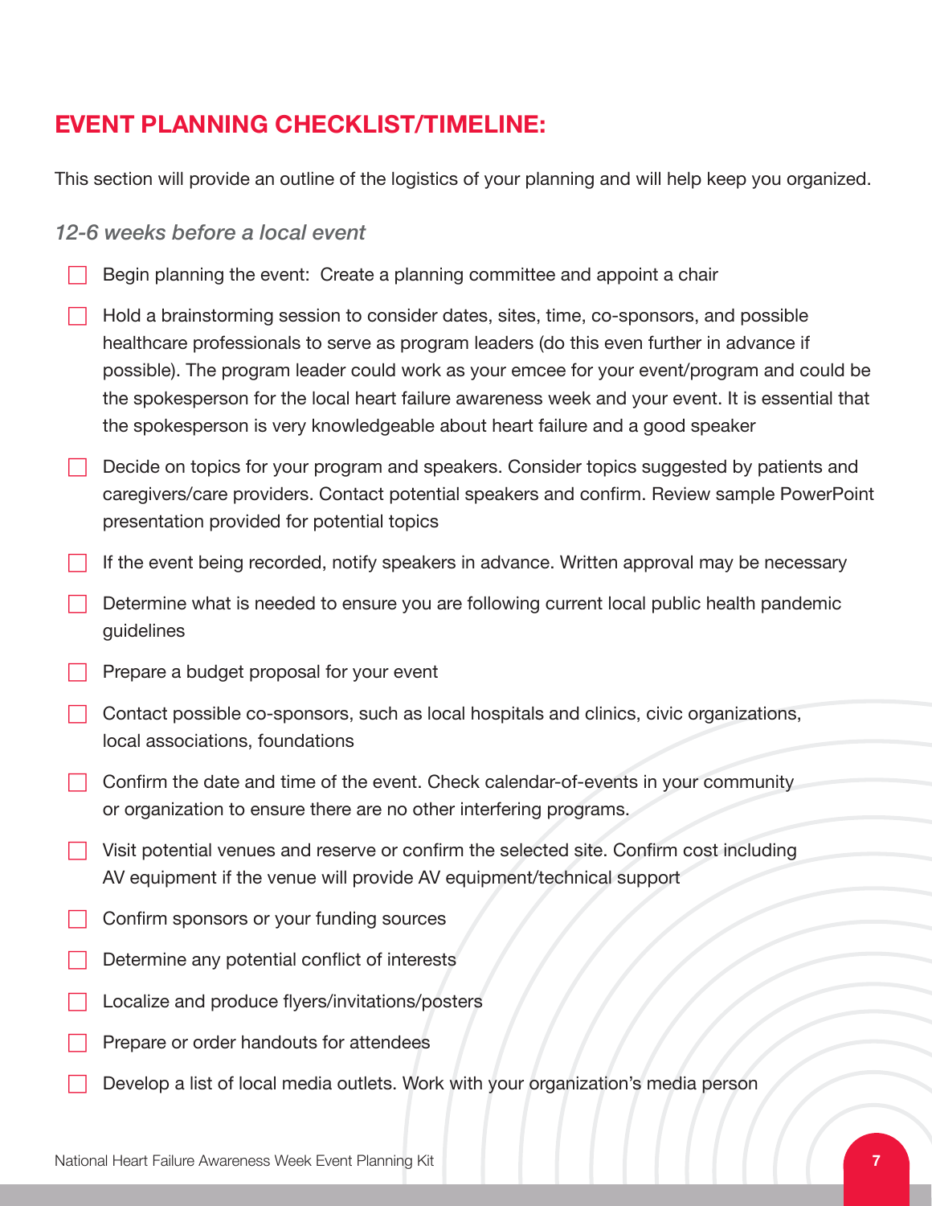## EVENT PLANNING CHECKLIST/TIMELINE:

This section will provide an outline of the logistics of your planning and will help keep you organized.

*12-6 weeks before a local event*

- [ ] Begin planning the event: Create a planning committee and appoint a chair
- [ ] Hold a brainstorming session to consider dates, sites, time, co-sponsors, and possible healthcare professionals to serve as program leaders (do this even further in advance if possible). The program leader could work as your emcee for your event/program and could be the spokesperson for the local heart failure awareness week and your event. It is essential that the spokesperson is very knowledgeable about heart failure and a good speaker
- [ ] Decide on topics for your program and speakers. Consider topics suggested by patients and caregivers/care providers. Contact potential speakers and confirm. Review sample PowerPoint presentation provided for potential topics
- [ ] If the event being recorded, notify speakers in advance. Written approval may be necessary
- [ ] Determine what is needed to ensure you are following current local public health pandemic guidelines
- [ ] Prepare a budget proposal for your event
- [ ] Contact possible co-sponsors, such as local hospitals and clinics, civic organizations, local associations, foundations
- [ ] Confirm the date and time of the event. Check calendar-of-events in your community or organization to ensure there are no other interfering programs.
- [ ] Visit potential venues and reserve or confirm the selected site. Confirm cost including AV equipment if the venue will provide AV equipment/technical support
- [ ] Confirm sponsors or your funding sources
- [ ] Determine any potential conflict of interests
- [ ] Localize and produce flyers/invitations/posters
- [ ] Prepare or order handouts for attendees
- [ ] Develop a list of local media outlets. Work with your organization's media person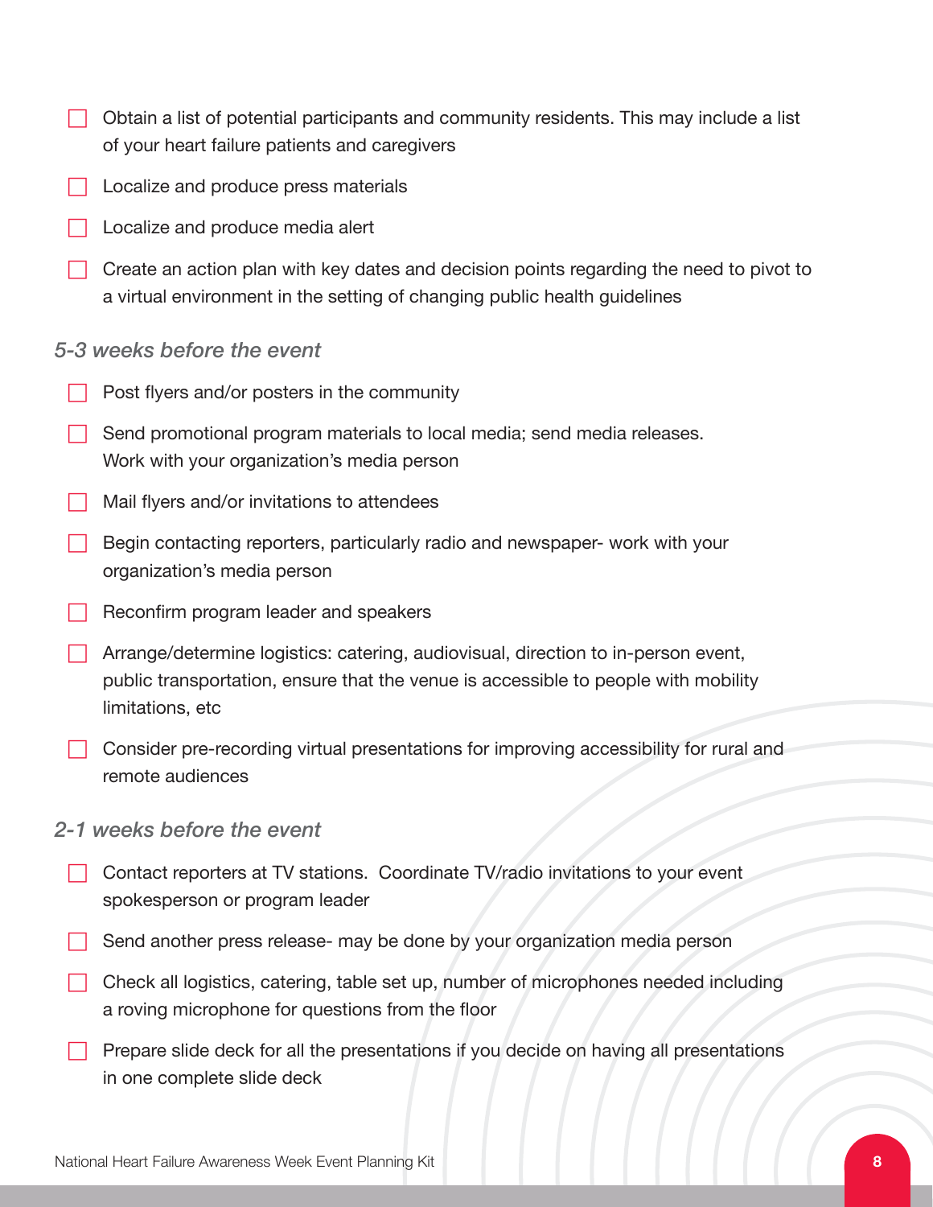- [ ] Obtain a list of potential participants and community residents. This may include a list of your heart failure patients and caregivers
- [ ] Localize and produce press materials
- [ ] Localize and produce media alert
- [ ] Create an action plan with key dates and decision points regarding the need to pivot to a virtual environment in the setting of changing public health guidelines

*5-3 weeks before the event*

- [ ] Post flyers and/or posters in the community
- [ ] Send promotional program materials to local media; send media releases. Work with your organization's media person
- [ ] Mail flyers and/or invitations to attendees
- [ ] Begin contacting reporters, particularly radio and newspaper- work with your organization's media person
- [ ] Reconfirm program leader and speakers
- [ ] Arrange/determine logistics: catering, audiovisual, direction to in-person event, public transportation, ensure that the venue is accessible to people with mobility limitations, etc
- [ ] Consider pre-recording virtual presentations for improving accessibility for rural and remote audiences

*2-1 weeks before the event*

- [ ] Contact reporters at TV stations. Coordinate TV/radio invitations to your event spokesperson or program leader
- [ ] Send another press release- may be done by your organization media person
- [ ] Check all logistics, catering, table set up, number of microphones needed including a roving microphone for questions from the floor
- [ ] Prepare slide deck for all the presentations if you decide on having all presentations in one complete slide deck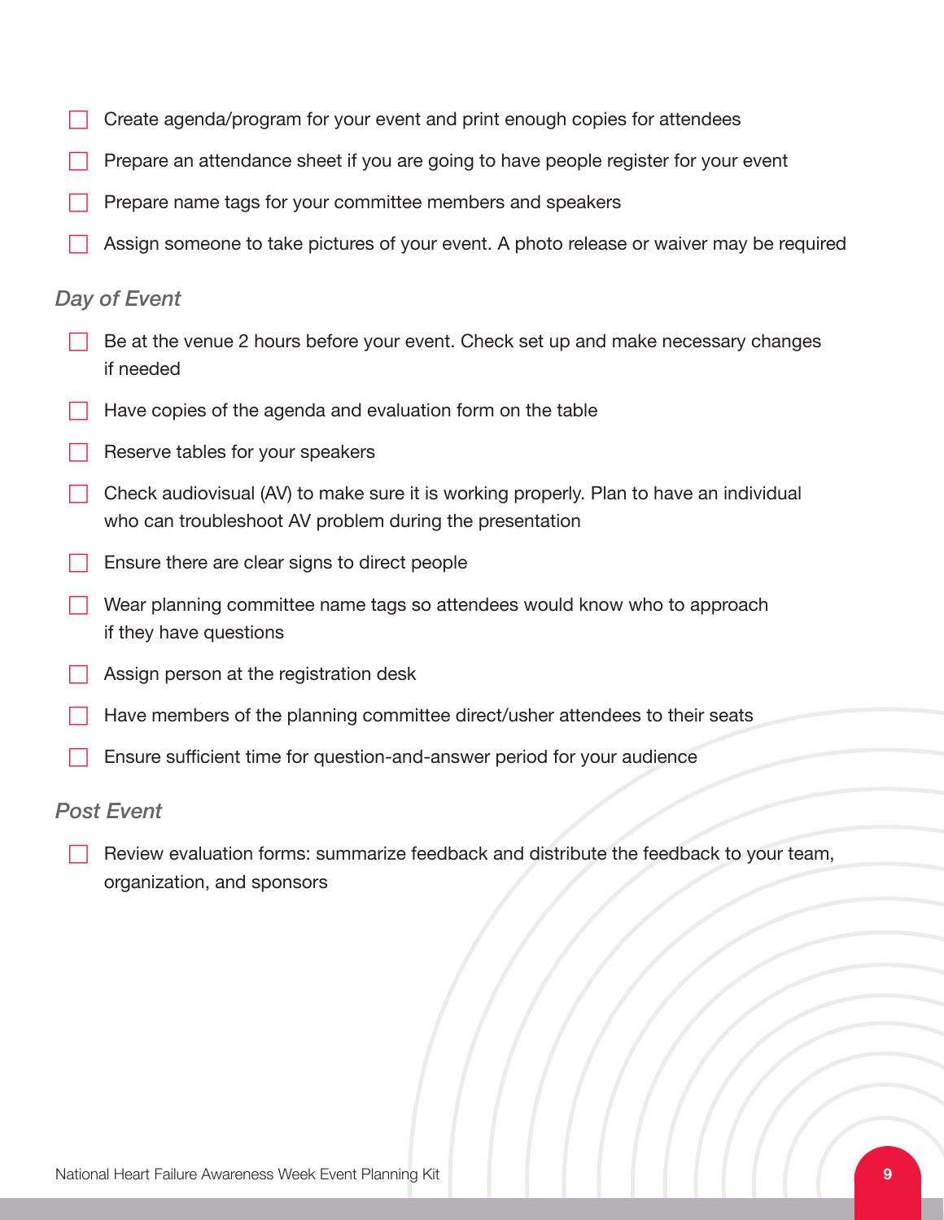- [ ] Create agenda/program for your event and print enough copies for attendees
- [ ] Prepare an attendance sheet if you are going to have people register for your event
- [ ] Prepare name tags for your committee members and speakers
- [ ] Assign someone to take pictures of your event. A photo release or waiver may be required

### *Day of Event*

- [ ] Be at the venue 2 hours before your event. Check set up and make necessary changes if needed
- [ ] Have copies of the agenda and evaluation form on the table
- [ ] Reserve tables for your speakers
- [ ] Check audiovisual (AV) to make sure it is working properly. Plan to have an individual who can troubleshoot AV problem during the presentation
- [ ] Ensure there are clear signs to direct people
- [ ] Wear planning committee name tags so attendees would know who to approach if they have questions
- [ ] Assign person at the registration desk
- [ ] Have members of the planning committee direct/usher attendees to their seats
- [ ] Ensure sufficient time for question-and-answer period for your audience

### *Post Event*

- [ ] Review evaluation forms: summarize feedback and distribute the feedback to your team, organization, and sponsors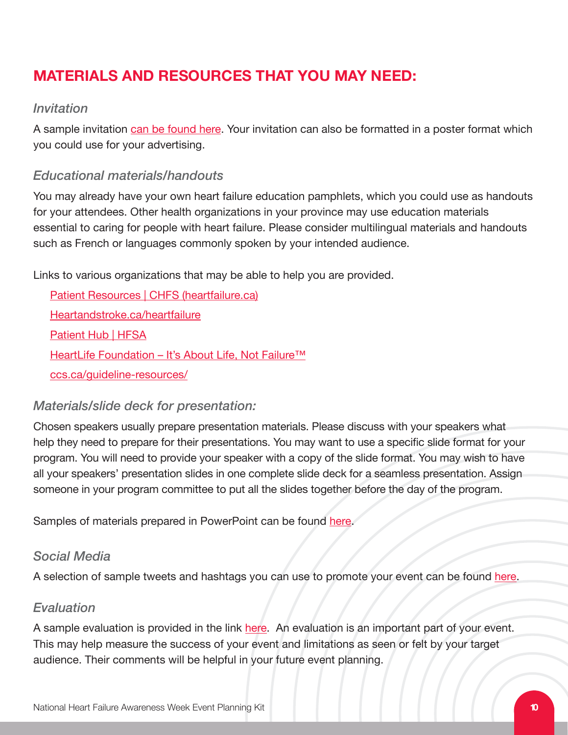## MATERIALS AND RESOURCES THAT YOU MAY NEED:

### *Invitation*

A sample invitation can be found here. Your invitation can also be formatted in a poster format which you could use for your advertising.

### *Educational materials/handouts*

You may already have your own heart failure education pamphlets, which you could use as handouts for your attendees. Other health organizations in your province may use education materials essential to caring for people with heart failure. Please consider multilingual materials and handouts such as French or languages commonly spoken by your intended audience.

Links to various organizations that may be able to help you are provided.

- Patient Resources | CHFS (heartfailure.ca)
- Heartandstroke.ca/heartfailure
- Patient Hub | HFSA
- HeartLife Foundation – It's About Life, Not Failure™
- ccs.ca/guideline-resources/

### *Materials/slide deck for presentation:*

Chosen speakers usually prepare presentation materials. Please discuss with your speakers what help they need to prepare for their presentations. You may want to use a specific slide format for your program. You will need to provide your speaker with a copy of the slide format. You may wish to have all your speakers' presentation slides in one complete slide deck for a seamless presentation. Assign someone in your program committee to put all the slides together before the day of the program.

Samples of materials prepared in PowerPoint can be found here.

### *Social Media*

A selection of sample tweets and hashtags you can use to promote your event can be found here.

### *Evaluation*

A sample evaluation is provided in the link here. An evaluation is an important part of your event. This may help measure the success of your event and limitations as seen or felt by your target audience. Their comments will be helpful in your future event planning.